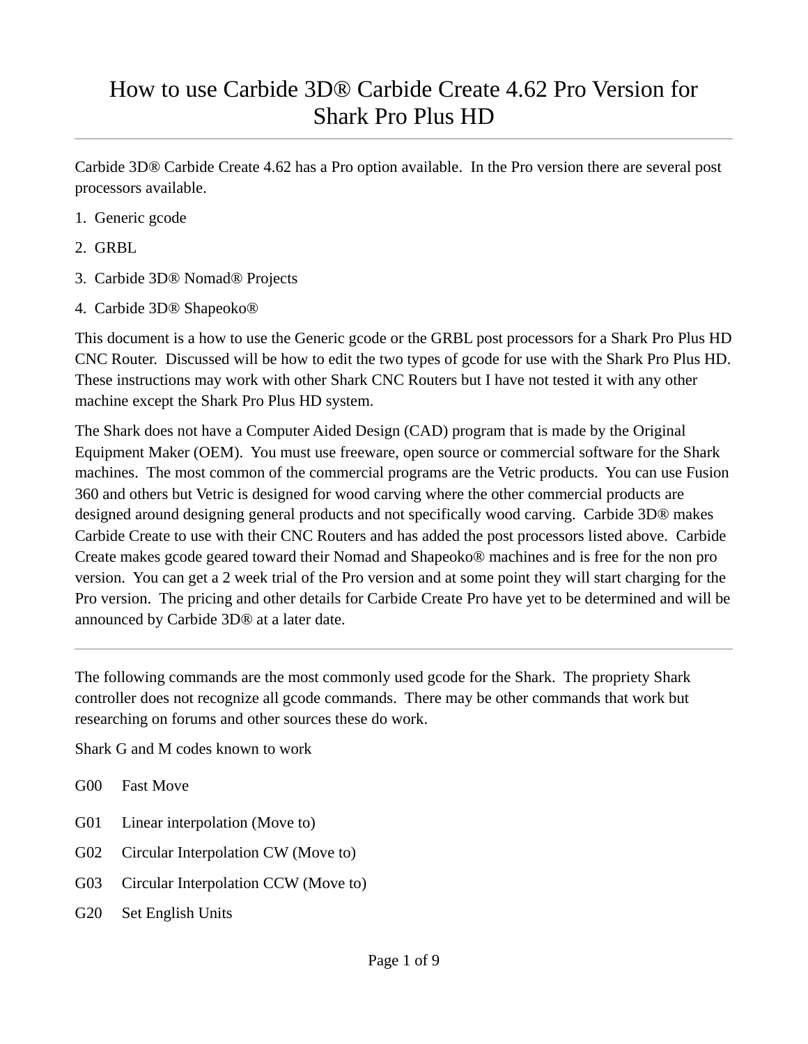# How to use Carbide 3D® Carbide Create 4.62 Pro Version for Shark Pro Plus HD

---

Carbide 3D® Carbide Create 4.62 has a Pro option available. In the Pro version there are several post processors available.

1. Generic gcode
2. GRBL
3. Carbide 3D® Nomad® Projects
4. Carbide 3D® Shapeoko®

This document is a how to use the Generic gcode or the GRBL post processors for a Shark Pro Plus HD CNC Router. Discussed will be how to edit the two types of gcode for use with the Shark Pro Plus HD. These instructions may work with other Shark CNC Routers but I have not tested it with any other machine except the Shark Pro Plus HD system.

The Shark does not have a Computer Aided Design (CAD) program that is made by the Original Equipment Maker (OEM). You must use freeware, open source or commercial software for the Shark machines. The most common of the commercial programs are the Vetric products. You can use Fusion 360 and others but Vetric is designed for wood carving where the other commercial products are designed around designing general products and not specifically wood carving. Carbide 3D® makes Carbide Create to use with their CNC Routers and has added the post processors listed above. Carbide Create makes gcode geared toward their Nomad and Shapeoko® machines and is free for the non pro version. You can get a 2 week trial of the Pro version and at some point they will start charging for the Pro version. The pricing and other details for Carbide Create Pro have yet to be determined and will be announced by Carbide 3D® at a later date.

---

The following commands are the most commonly used gcode for the Shark. The propriety Shark controller does not recognize all gcode commands. There may be other commands that work but researching on forums and other sources these do work.

Shark G and M codes known to work

| | |
|---|---|
| G00 | Fast Move |
| G01 | Linear interpolation (Move to) |
| G02 | Circular Interpolation CW (Move to) |
| G03 | Circular Interpolation CCW (Move to) |
| G20 | Set English Units |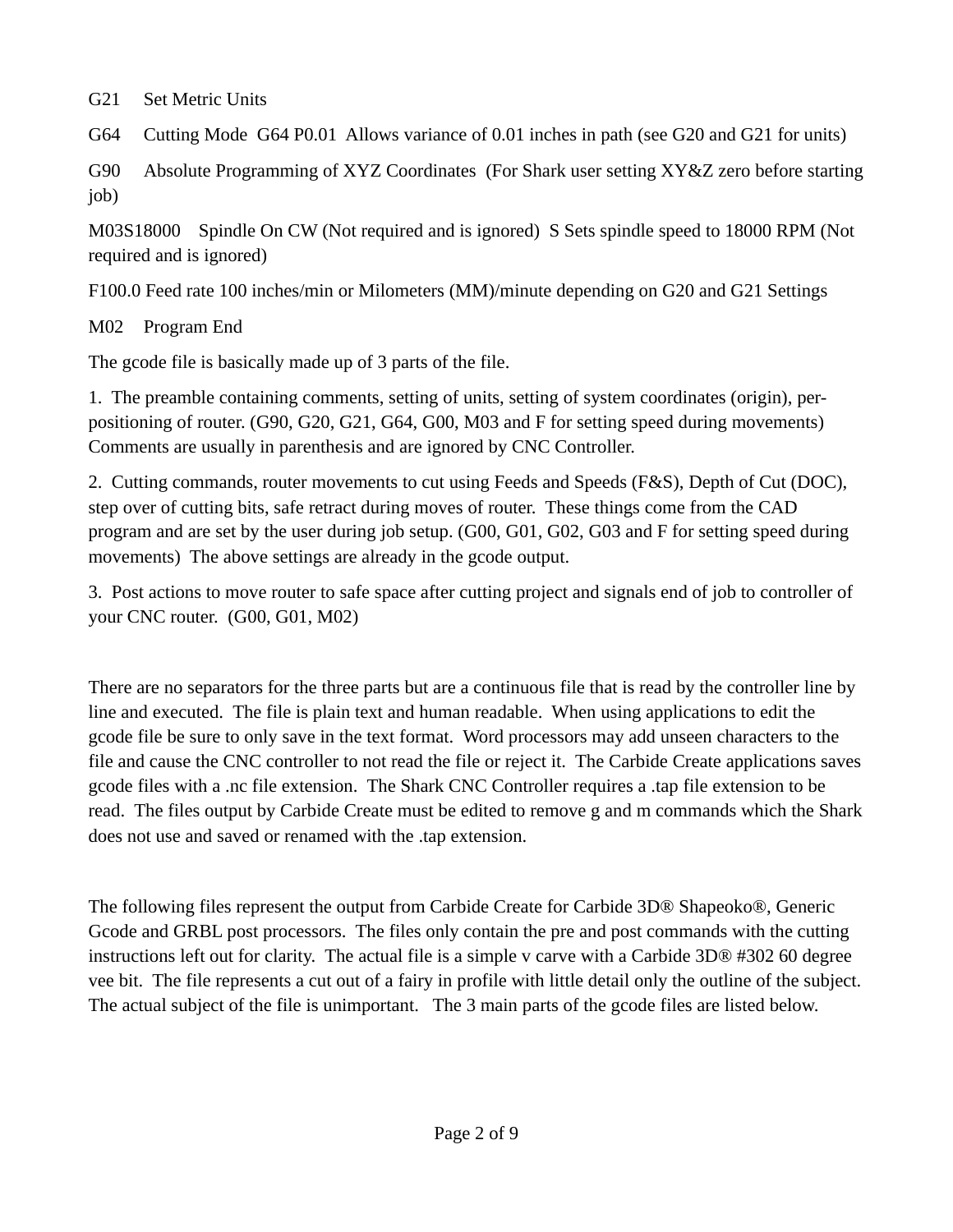G21 Set Metric Units

G64 Cutting Mode G64 P0.01 Allows variance of 0.01 inches in path (see G20 and G21 for units)

G90 Absolute Programming of XYZ Coordinates (For Shark user setting XY&Z zero before starting job)

M03S18000 Spindle On CW (Not required and is ignored) S Sets spindle speed to 18000 RPM (Not required and is ignored)

F100.0 Feed rate 100 inches/min or Milometers (MM)/minute depending on G20 and G21 Settings

M02 Program End

The gcode file is basically made up of 3 parts of the file.

1. The preamble containing comments, setting of units, setting of system coordinates (origin), per-positioning of router. (G90, G20, G21, G64, G00, M03 and F for setting speed during movements) Comments are usually in parenthesis and are ignored by CNC Controller.

2. Cutting commands, router movements to cut using Feeds and Speeds (F&S), Depth of Cut (DOC), step over of cutting bits, safe retract during moves of router. These things come from the CAD program and are set by the user during job setup. (G00, G01, G02, G03 and F for setting speed during movements) The above settings are already in the gcode output.

3. Post actions to move router to safe space after cutting project and signals end of job to controller of your CNC router. (G00, G01, M02)

There are no separators for the three parts but are a continuous file that is read by the controller line by line and executed. The file is plain text and human readable. When using applications to edit the gcode file be sure to only save in the text format. Word processors may add unseen characters to the file and cause the CNC controller to not read the file or reject it. The Carbide Create applications saves gcode files with a .nc file extension. The Shark CNC Controller requires a .tap file extension to be read. The files output by Carbide Create must be edited to remove g and m commands which the Shark does not use and saved or renamed with the .tap extension.

The following files represent the output from Carbide Create for Carbide 3D® Shapeoko®, Generic Gcode and GRBL post processors. The files only contain the pre and post commands with the cutting instructions left out for clarity. The actual file is a simple v carve with a Carbide 3D® #302 60 degree vee bit. The file represents a cut out of a fairy in profile with little detail only the outline of the subject. The actual subject of the file is unimportant. The 3 main parts of the gcode files are listed below.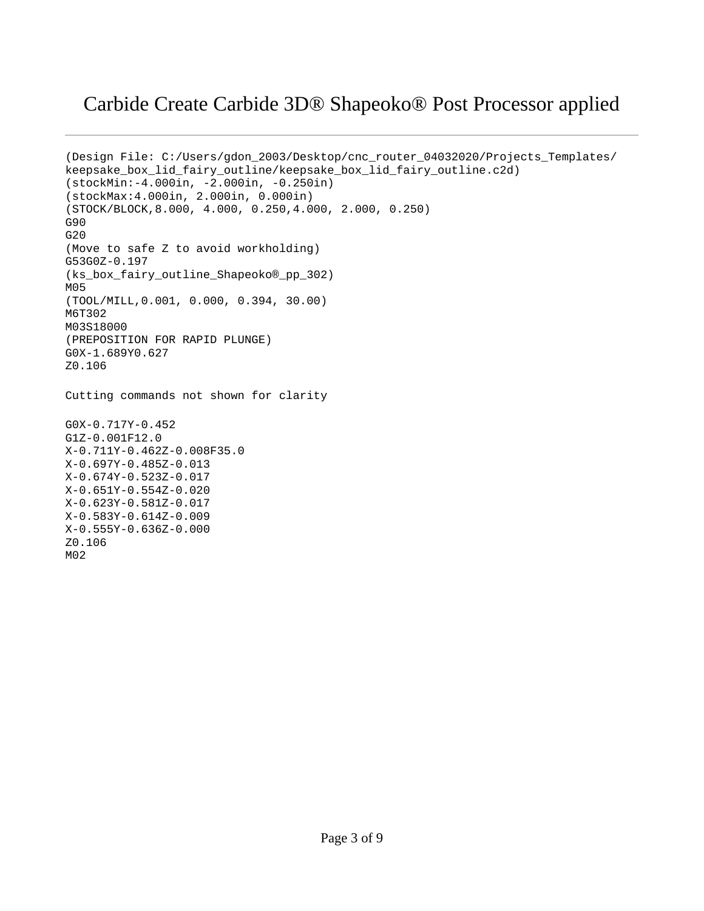# Carbide Create Carbide 3D® Shapeoko® Post Processor applied

---

```
(Design File: C:/Users/gdon_2003/Desktop/cnc_router_04032020/Projects_Templates/
keepsake_box_lid_fairy_outline/keepsake_box_lid_fairy_outline.c2d)
(stockMin:-4.000in, -2.000in, -0.250in)
(stockMax:4.000in, 2.000in, 0.000in)
(STOCK/BLOCK,8.000, 4.000, 0.250,4.000, 2.000, 0.250)
G90
G20
(Move to safe Z to avoid workholding)
G53G0Z-0.197
(ks_box_fairy_outline_Shapeoko®_pp_302)
M05
(TOOL/MILL,0.001, 0.000, 0.394, 30.00)
M6T302
M03S18000
(PREPOSITION FOR RAPID PLUNGE)
G0X-1.689Y0.627
Z0.106

Cutting commands not shown for clarity

G0X-0.717Y-0.452
G1Z-0.001F12.0
X-0.711Y-0.462Z-0.008F35.0
X-0.697Y-0.485Z-0.013
X-0.674Y-0.523Z-0.017
X-0.651Y-0.554Z-0.020
X-0.623Y-0.581Z-0.017
X-0.583Y-0.614Z-0.009
X-0.555Y-0.636Z-0.000
Z0.106
M02
```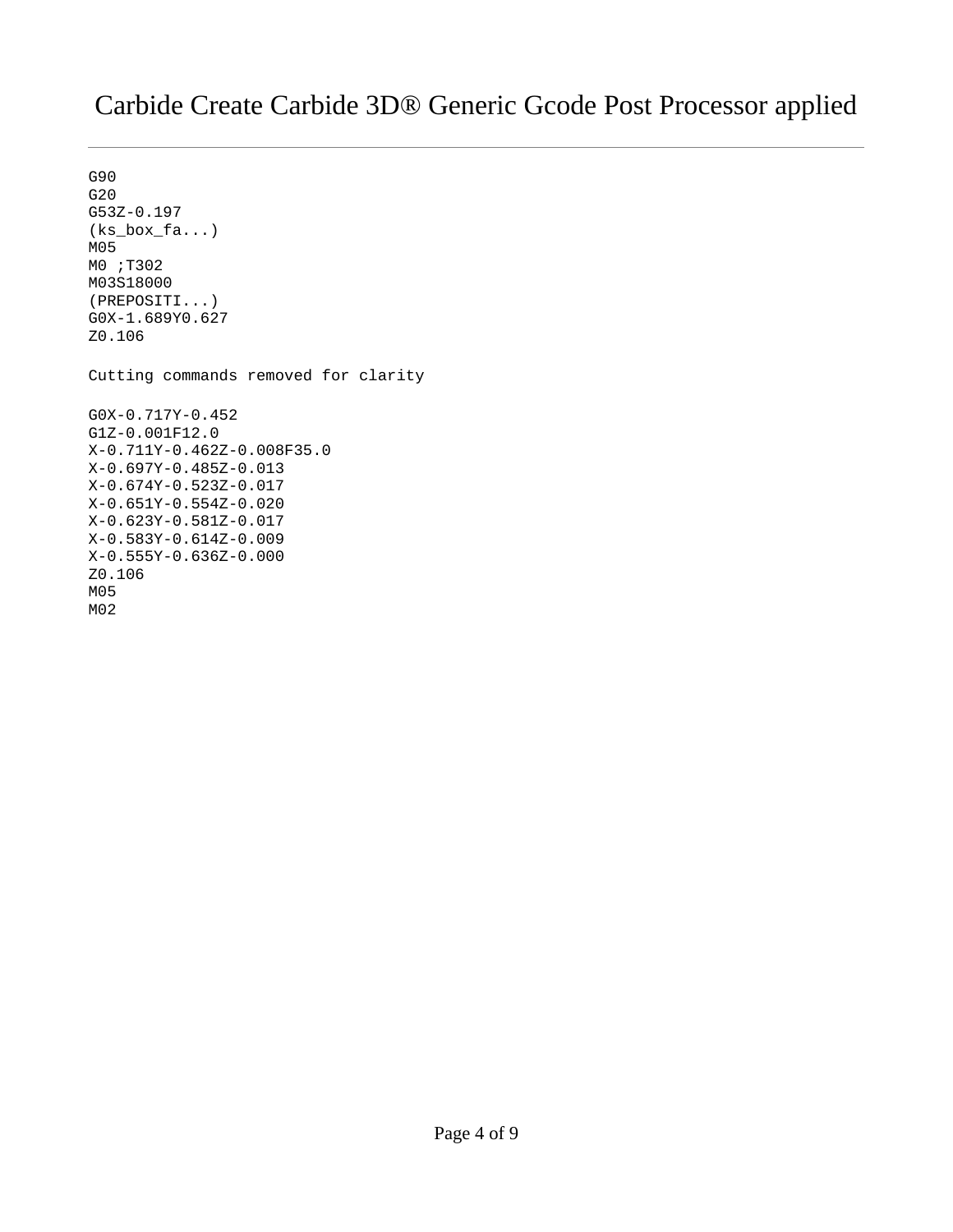# Carbide Create Carbide 3D® Generic Gcode Post Processor applied

```
G90
G20
G53Z-0.197
(ks_box_fa...)
M05
M0 ;T302
M03S18000
(PREPOSITI...)
G0X-1.689Y0.627
Z0.106
```

Cutting commands removed for clarity

```
G0X-0.717Y-0.452
G1Z-0.001F12.0
X-0.711Y-0.462Z-0.008F35.0
X-0.697Y-0.485Z-0.013
X-0.674Y-0.523Z-0.017
X-0.651Y-0.554Z-0.020
X-0.623Y-0.581Z-0.017
X-0.583Y-0.614Z-0.009
X-0.555Y-0.636Z-0.000
Z0.106
M05
M02
```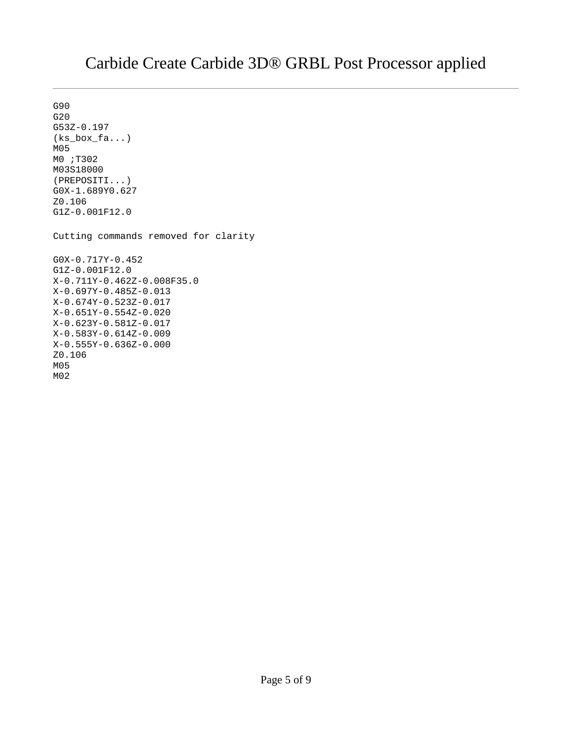# Carbide Create Carbide 3D® GRBL Post Processor applied

```
G90
G20
G53Z-0.197
(ks_box_fa...)
M05
M0 ;T302
M03S18000
(PREPOSITI...)
G0X-1.689Y0.627
Z0.106
G1Z-0.001F12.0

Cutting commands removed for clarity

G0X-0.717Y-0.452
G1Z-0.001F12.0
X-0.711Y-0.462Z-0.008F35.0
X-0.697Y-0.485Z-0.013
X-0.674Y-0.523Z-0.017
X-0.651Y-0.554Z-0.020
X-0.623Y-0.581Z-0.017
X-0.583Y-0.614Z-0.009
X-0.555Y-0.636Z-0.000
Z0.106
M05
M02
```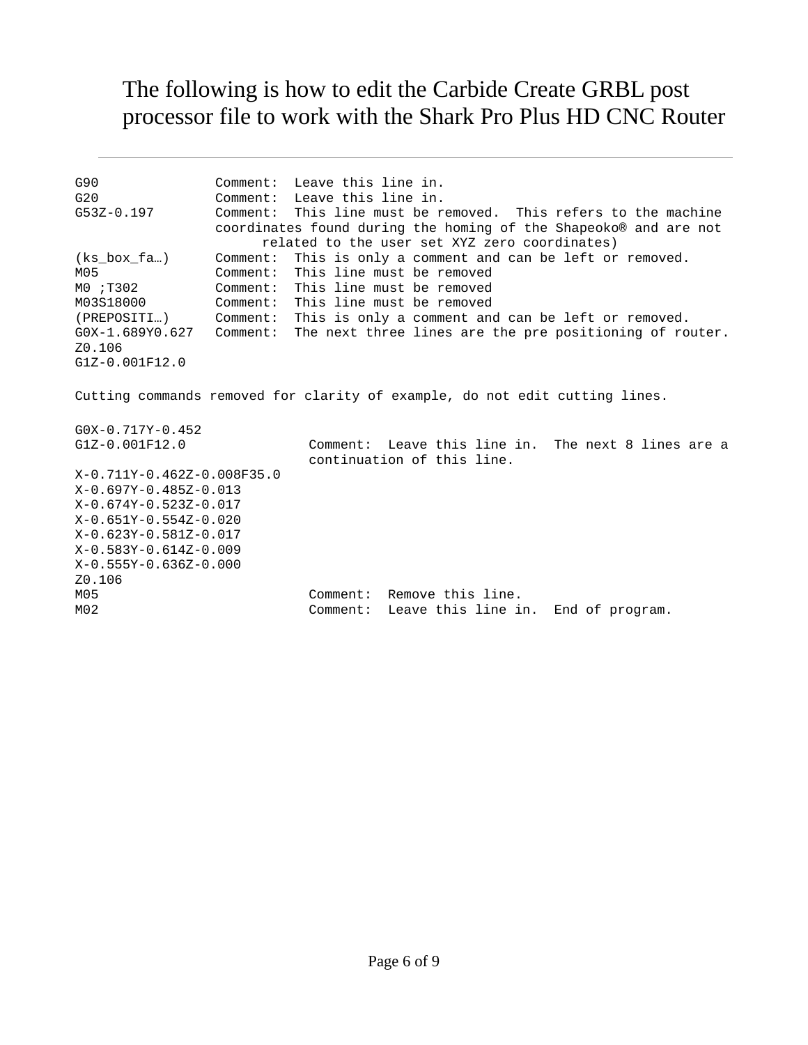# The following is how to edit the Carbide Create GRBL post processor file to work with the Shark Pro Plus HD CNC Router

---

```
G90              Comment:  Leave this line in.
G20              Comment:  Leave this line in.
G53Z-0.197       Comment:  This line must be removed.  This refers to the machine
                 coordinates found during the homing of the Shapeoko® and are not
                       related to the user set XYZ zero coordinates)
(ks_box_fa…)     Comment:  This is only a comment and can be left or removed.
M05              Comment:  This line must be removed
M0 ;T302         Comment:  This line must be removed
M03S18000        Comment:  This line must be removed
(PREPOSITI…)     Comment:  This is only a comment and can be left or removed.
G0X-1.689Y0.627  Comment:  The next three lines are the pre positioning of router.
Z0.106
G1Z-0.001F12.0

Cutting commands removed for clarity of example, do not edit cutting lines.

G0X-0.717Y-0.452
G1Z-0.001F12.0              Comment:  Leave this line in.  The next 8 lines are a
                            continuation of this line.
X-0.711Y-0.462Z-0.008F35.0
X-0.697Y-0.485Z-0.013
X-0.674Y-0.523Z-0.017
X-0.651Y-0.554Z-0.020
X-0.623Y-0.581Z-0.017
X-0.583Y-0.614Z-0.009
X-0.555Y-0.636Z-0.000
Z0.106
M05                         Comment:  Remove this line.
M02                         Comment:  Leave this line in.  End of program.
```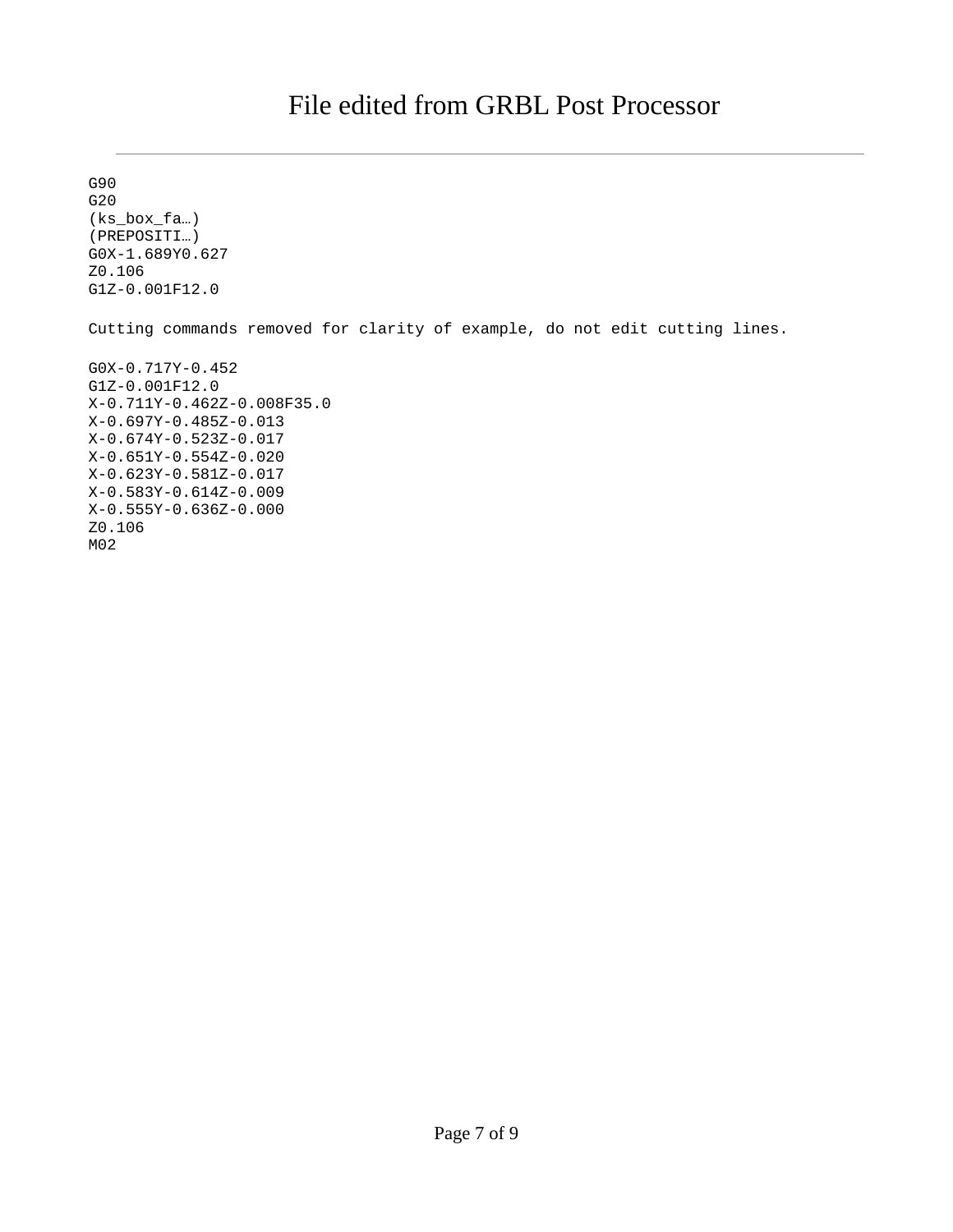# File edited from GRBL Post Processor

---

```
G90
G20
(ks_box_fa…)
(PREPOSITI…)
G0X-1.689Y0.627
Z0.106
G1Z-0.001F12.0

Cutting commands removed for clarity of example, do not edit cutting lines.

G0X-0.717Y-0.452
G1Z-0.001F12.0
X-0.711Y-0.462Z-0.008F35.0
X-0.697Y-0.485Z-0.013
X-0.674Y-0.523Z-0.017
X-0.651Y-0.554Z-0.020
X-0.623Y-0.581Z-0.017
X-0.583Y-0.614Z-0.009
X-0.555Y-0.636Z-0.000
Z0.106
M02
```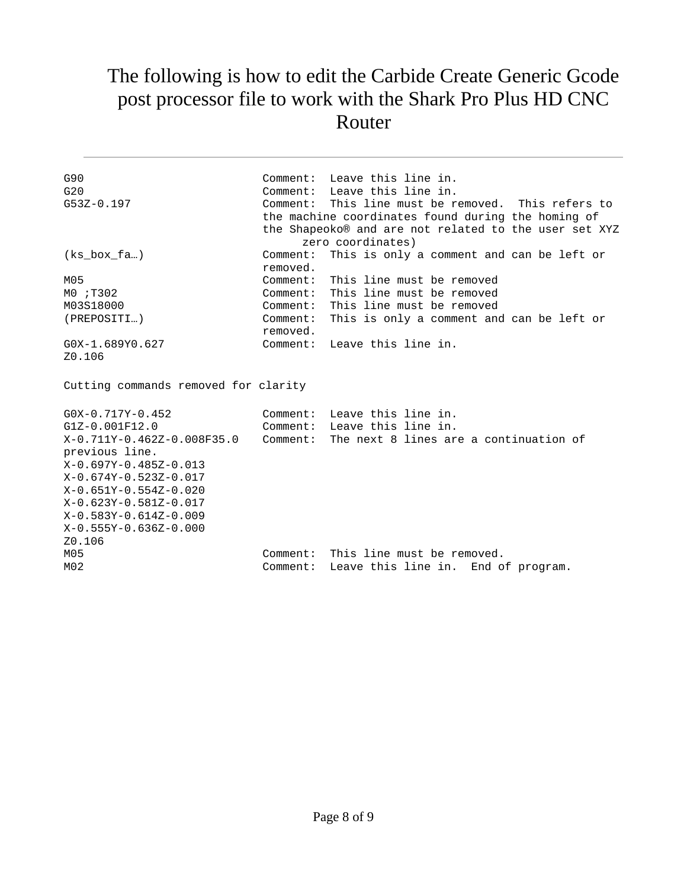# The following is how to edit the Carbide Create Generic Gcode post processor file to work with the Shark Pro Plus HD CNC Router

---

```
G90                          Comment:  Leave this line in.
G20                          Comment:  Leave this line in.
G53Z-0.197                   Comment:  This line must be removed.  This refers to
                             the machine coordinates found during the homing of
                             the Shapeoko® and are not related to the user set XYZ
                                  zero coordinates)
(ks_box_fa…)                 Comment:  This is only a comment and can be left or
                             removed.
M05                          Comment:  This line must be removed
M0 ;T302                     Comment:  This line must be removed
M03S18000                    Comment:  This line must be removed
(PREPOSITI…)                 Comment:  This is only a comment and can be left or
                             removed.
G0X-1.689Y0.627              Comment:  Leave this line in.
Z0.106

Cutting commands removed for clarity

G0X-0.717Y-0.452             Comment:  Leave this line in.
G1Z-0.001F12.0               Comment:  Leave this line in.
X-0.711Y-0.462Z-0.008F35.0   Comment:  The next 8 lines are a continuation of
previous line.
X-0.697Y-0.485Z-0.013
X-0.674Y-0.523Z-0.017
X-0.651Y-0.554Z-0.020
X-0.623Y-0.581Z-0.017
X-0.583Y-0.614Z-0.009
X-0.555Y-0.636Z-0.000
Z0.106
M05                          Comment:  This line must be removed.
M02                          Comment:  Leave this line in.  End of program.
```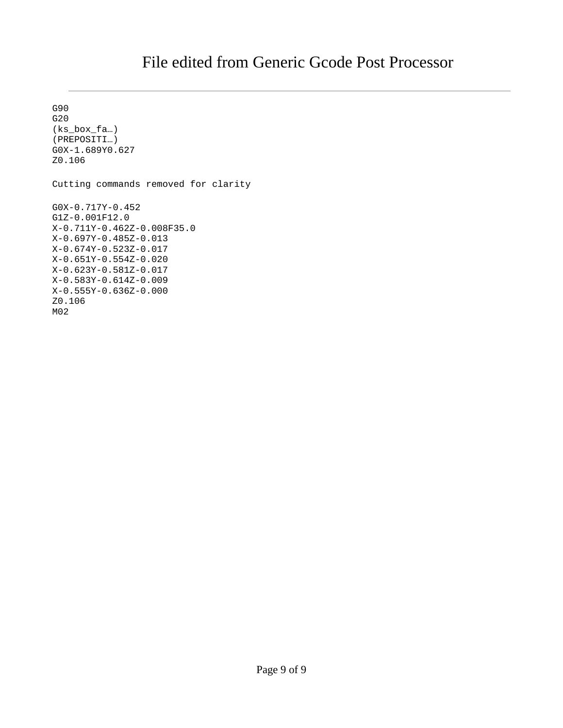# File edited from Generic Gcode Post Processor

---

```
G90
G20
(ks_box_fa…)
(PREPOSITI…)
G0X-1.689Y0.627
Z0.106

Cutting commands removed for clarity

G0X-0.717Y-0.452
G1Z-0.001F12.0
X-0.711Y-0.462Z-0.008F35.0
X-0.697Y-0.485Z-0.013
X-0.674Y-0.523Z-0.017
X-0.651Y-0.554Z-0.020
X-0.623Y-0.581Z-0.017
X-0.583Y-0.614Z-0.009
X-0.555Y-0.636Z-0.000
Z0.106
M02
```